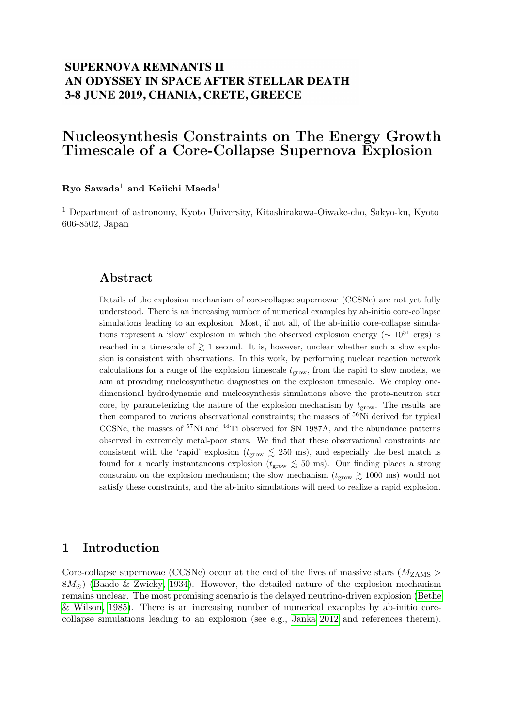**SUPERNOVA REMNANTS II**
**AN ODYSSEY IN SPACE AFTER STELLAR DEATH**
**3-8 JUNE 2019, CHANIA, CRETE, GREECE**

# Nucleosynthesis Constraints on The Energy Growth Timescale of a Core-Collapse Supernova Explosion

**Ryo Sawada**[1] **and Keiichi Maeda**[1]

[1] Department of astronomy, Kyoto University, Kitashirakawa-Oiwake-cho, Sakyo-ku, Kyoto 606-8502, Japan

## Abstract

Details of the explosion mechanism of core-collapse supernovae (CCSNe) are not yet fully understood. There is an increasing number of numerical examples by ab-initio core-collapse simulations leading to an explosion. Most, if not all, of the ab-initio core-collapse simulations represent a 'slow' explosion in which the observed explosion energy ($\sim 10^{51}$ ergs) is reached in a timescale of $\gtrsim 1$ second. It is, however, unclear whether such a slow explosion is consistent with observations. In this work, by performing nuclear reaction network calculations for a range of the explosion timescale $t_{\rm grow}$, from the rapid to slow models, we aim at providing nucleosynthetic diagnostics on the explosion timescale. We employ one-dimensional hydrodynamic and nucleosynthesis simulations above the proto-neutron star core, by parameterizing the nature of the explosion mechanism by $t_{\rm grow}$. The results are then compared to various observational constraints; the masses of $^{56}$Ni derived for typical CCSNe, the masses of $^{57}$Ni and $^{44}$Ti observed for SN 1987A, and the abundance patterns observed in extremely metal-poor stars. We find that these observational constraints are consistent with the 'rapid' explosion ($t_{\rm grow} \lesssim 250$ ms), and especially the best match is found for a nearly instantaneous explosion ($t_{\rm grow} \lesssim 50$ ms). Our finding places a strong constraint on the explosion mechanism; the slow mechanism ($t_{\rm grow} \gtrsim 1000$ ms) would not satisfy these constraints, and the ab-inito simulations will need to realize a rapid explosion.

## 1 Introduction

Core-collapse supernovae (CCSNe) occur at the end of the lives of massive stars ($M_{\rm ZAMS} > 8M_{\odot}$) (Baade & Zwicky, 1934). However, the detailed nature of the explosion mechanism remains unclear. The most promising scenario is the delayed neutrino-driven explosion (Bethe & Wilson, 1985). There is an increasing number of numerical examples by ab-initio core-collapse simulations leading to an explosion (see e.g., Janka 2012 and references therein).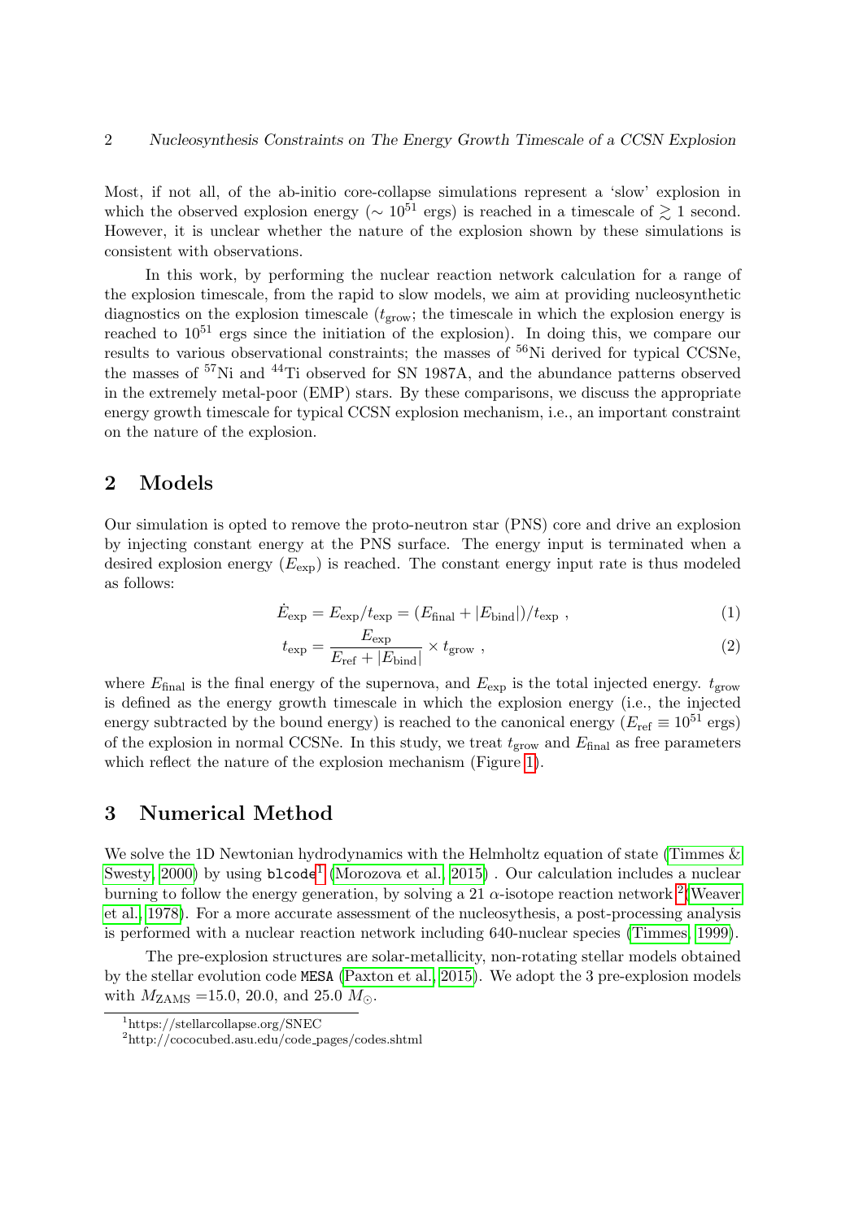Most, if not all, of the ab-initio core-collapse simulations represent a 'slow' explosion in which the observed explosion energy ($\sim 10^{51}$ ergs) is reached in a timescale of $\gtrsim 1$ second. However, it is unclear whether the nature of the explosion shown by these simulations is consistent with observations.

In this work, by performing the nuclear reaction network calculation for a range of the explosion timescale, from the rapid to slow models, we aim at providing nucleosynthetic diagnostics on the explosion timescale ($t_{\rm grow}$; the timescale in which the explosion energy is reached to $10^{51}$ ergs since the initiation of the explosion). In doing this, we compare our results to various observational constraints; the masses of $^{56}$Ni derived for typical CCSNe, the masses of $^{57}$Ni and $^{44}$Ti observed for SN 1987A, and the abundance patterns observed in the extremely metal-poor (EMP) stars. By these comparisons, we discuss the appropriate energy growth timescale for typical CCSN explosion mechanism, i.e., an important constraint on the nature of the explosion.

## 2 Models

Our simulation is opted to remove the proto-neutron star (PNS) core and drive an explosion by injecting constant energy at the PNS surface. The energy input is terminated when a desired explosion energy ($E_{\rm exp}$) is reached. The constant energy input rate is thus modeled as follows:

$$\dot{E}_{\rm exp} = E_{\rm exp}/t_{\rm exp} = (E_{\rm final} + |E_{\rm bind}|)/t_{\rm exp} \ , \tag{1}$$

$$t_{\rm exp} = \frac{E_{\rm exp}}{E_{\rm ref} + |E_{\rm bind}|} \times t_{\rm grow} \ , \tag{2}$$

where $E_{\rm final}$ is the final energy of the supernova, and $E_{\rm exp}$ is the total injected energy. $t_{\rm grow}$ is defined as the energy growth timescale in which the explosion energy (i.e., the injected energy subtracted by the bound energy) is reached to the canonical energy ($E_{\rm ref} \equiv 10^{51}$ ergs) of the explosion in normal CCSNe. In this study, we treat $t_{\rm grow}$ and $E_{\rm final}$ as free parameters which reflect the nature of the explosion mechanism (Figure 1).

## 3 Numerical Method

We solve the 1D Newtonian hydrodynamics with the Helmholtz equation of state (Timmes & Swesty, 2000) by using `blcode`[1] (Morozova et al., 2015) . Our calculation includes a nuclear burning to follow the energy generation, by solving a 21 $\alpha$-isotope reaction network [2](Weaver et al., 1978). For a more accurate assessment of the nucleosythesis, a post-processing analysis is performed with a nuclear reaction network including 640-nuclear species (Timmes, 1999).

The pre-explosion structures are solar-metallicity, non-rotating stellar models obtained by the stellar evolution code `MESA` (Paxton et al., 2015). We adopt the 3 pre-explosion models with $M_{\rm ZAMS}$ =15.0, 20.0, and 25.0 $M_\odot$.

[1] https://stellarcollapse.org/SNEC

[2] http://cococubed.asu.edu/code_pages/codes.shtml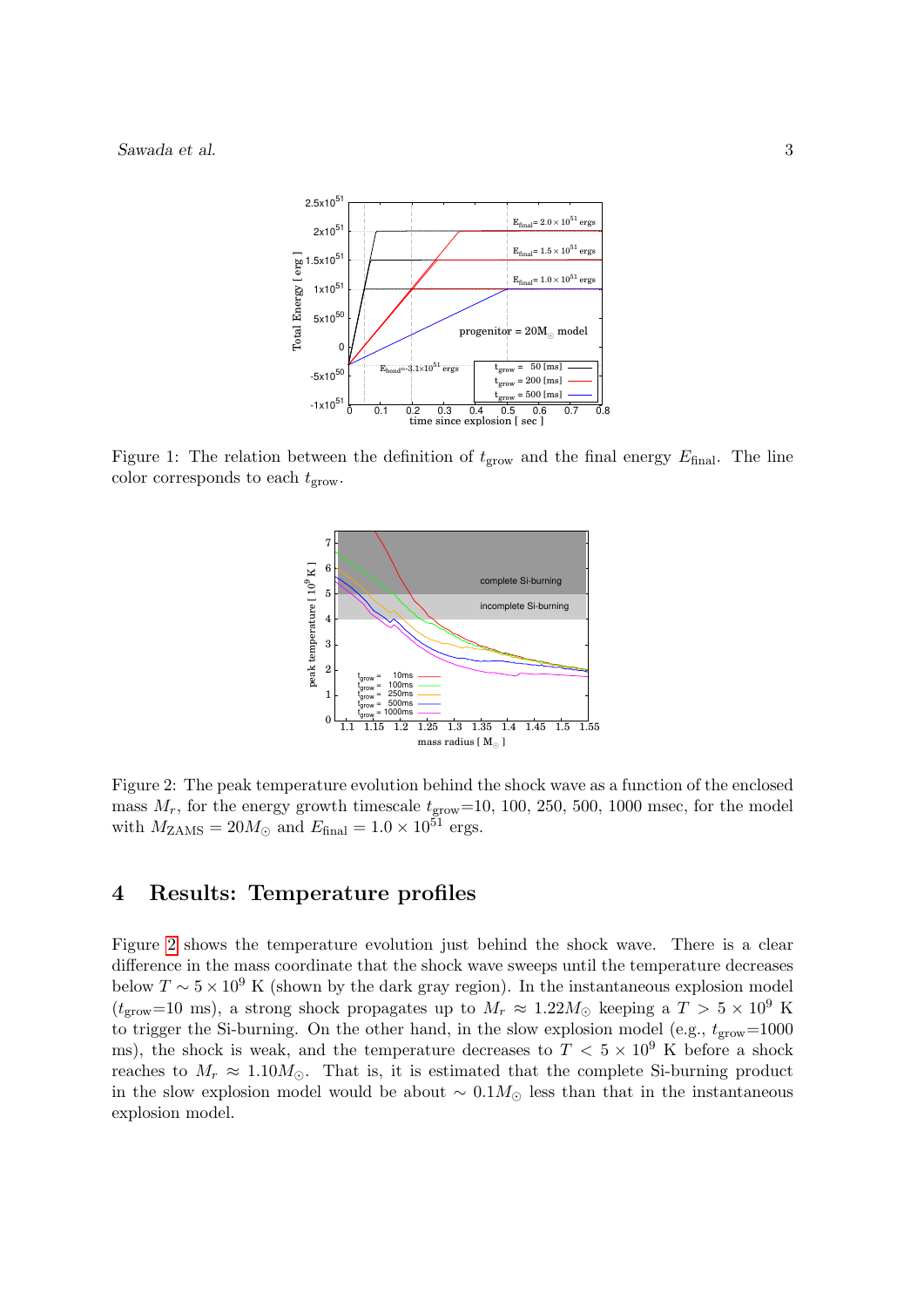Figure 1: The relation between the definition of $t_{\rm grow}$ and the final energy $E_{\rm final}$. The line color corresponds to each $t_{\rm grow}$.

Figure 2: The peak temperature evolution behind the shock wave as a function of the enclosed mass $M_r$, for the energy growth timescale $t_{\rm grow}$=10, 100, 250, 500, 1000 msec, for the model with $M_{\rm ZAMS} = 20M_\odot$ and $E_{\rm final} = 1.0 \times 10^{51}$ ergs.

## 4 Results: Temperature profiles

Figure 2 shows the temperature evolution just behind the shock wave. There is a clear difference in the mass coordinate that the shock wave sweeps until the temperature decreases below $T \sim 5 \times 10^9$ K (shown by the dark gray region). In the instantaneous explosion model ($t_{\rm grow}$=10 ms), a strong shock propagates up to $M_r \approx 1.22 M_\odot$ keeping a $T > 5 \times 10^9$ K to trigger the Si-burning. On the other hand, in the slow explosion model (e.g., $t_{\rm grow}$=1000 ms), the shock is weak, and the temperature decreases to $T < 5 \times 10^9$ K before a shock reaches to $M_r \approx 1.10 M_\odot$. That is, it is estimated that the complete Si-burning product in the slow explosion model would be about $\sim 0.1 M_\odot$ less than that in the instantaneous explosion model.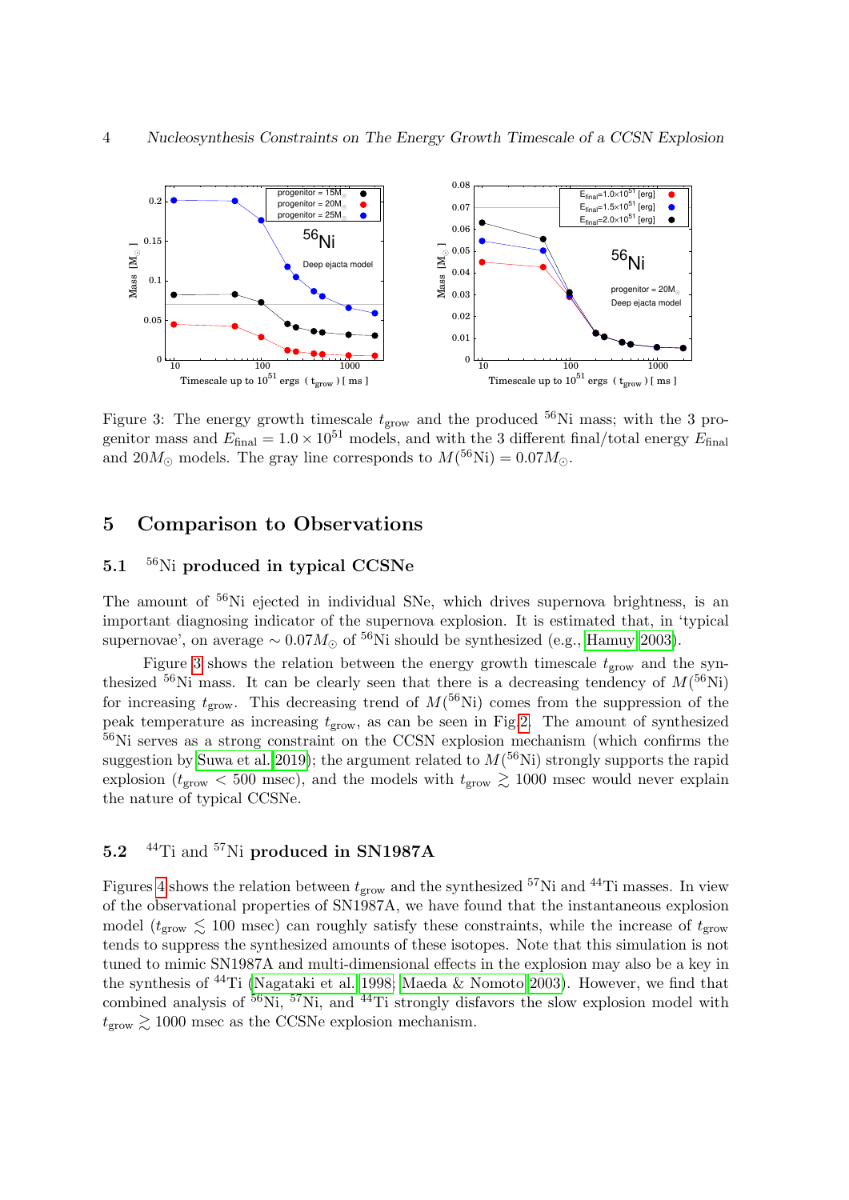Figure 3: The energy growth timescale $t_{\rm grow}$ and the produced $^{56}$Ni mass; with the 3 progenitor mass and $E_{\rm final} = 1.0 \times 10^{51}$ models, and with the 3 different final/total energy $E_{\rm final}$ and $20M_{\odot}$ models. The gray line corresponds to $M(^{56}{\rm Ni}) = 0.07M_{\odot}$.

## 5 Comparison to Observations

### 5.1 $^{56}$Ni produced in typical CCSNe

The amount of $^{56}$Ni ejected in individual SNe, which drives supernova brightness, is an important diagnosing indicator of the supernova explosion. It is estimated that, in 'typical supernovae', on average $\sim 0.07M_{\odot}$ of $^{56}$Ni should be synthesized (e.g., Hamuy 2003).

Figure 3 shows the relation between the energy growth timescale $t_{\rm grow}$ and the synthesized $^{56}$Ni mass. It can be clearly seen that there is a decreasing tendency of $M(^{56}{\rm Ni})$ for increasing $t_{\rm grow}$. This decreasing trend of $M(^{56}{\rm Ni})$ comes from the suppression of the peak temperature as increasing $t_{\rm grow}$, as can be seen in Fig.2. The amount of synthesized $^{56}$Ni serves as a strong constraint on the CCSN explosion mechanism (which confirms the suggestion by Suwa et al. 2019); the argument related to $M(^{56}{\rm Ni})$ strongly supports the rapid explosion ($t_{\rm grow} < 500$ msec), and the models with $t_{\rm grow} \gtrsim 1000$ msec would never explain the nature of typical CCSNe.

### 5.2 $^{44}$Ti and $^{57}$Ni produced in SN1987A

Figures 4 shows the relation between $t_{\rm grow}$ and the synthesized $^{57}$Ni and $^{44}$Ti masses. In view of the observational properties of SN1987A, we have found that the instantaneous explosion model ($t_{\rm grow} \lesssim 100$ msec) can roughly satisfy these constraints, while the increase of $t_{\rm grow}$ tends to suppress the synthesized amounts of these isotopes. Note that this simulation is not tuned to mimic SN1987A and multi-dimensional effects in the explosion may also be a key in the synthesis of $^{44}$Ti (Nagataki et al. 1998; Maeda & Nomoto 2003). However, we find that combined analysis of $^{56}$Ni, $^{57}$Ni, and $^{44}$Ti strongly disfavors the slow explosion model with $t_{\rm grow} \gtrsim 1000$ msec as the CCSNe explosion mechanism.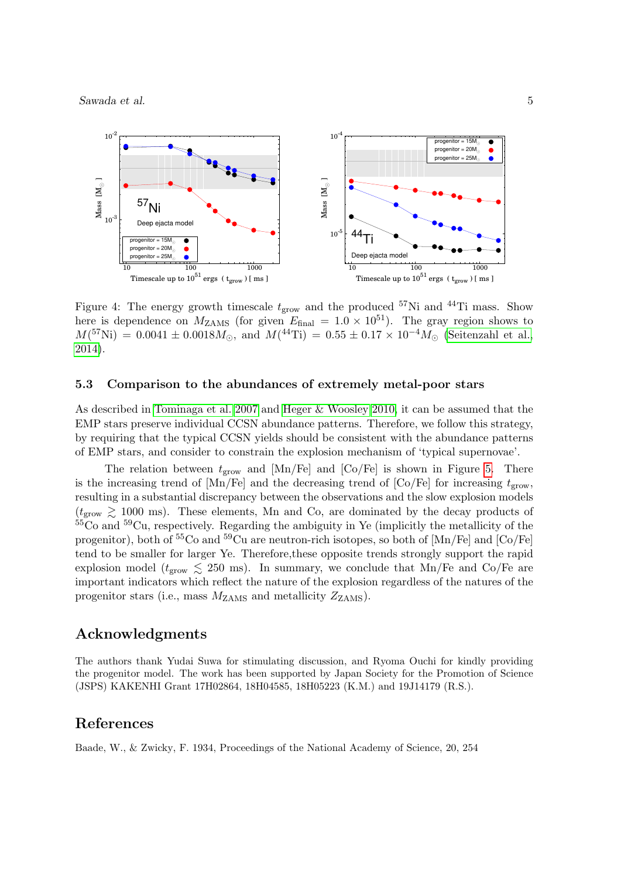Figure 4: The energy growth timescale $t_{\rm grow}$ and the produced $^{57}$Ni and $^{44}$Ti mass. Show here is dependence on $M_{\rm ZAMS}$ (for given $E_{\rm final} = 1.0 \times 10^{51}$). The gray region shows to $M(^{57}{\rm Ni}) = 0.0041 \pm 0.0018 M_\odot$, and $M(^{44}{\rm Ti}) = 0.55 \pm 0.17 \times 10^{-4} M_\odot$ (Seitenzahl et al., 2014).

### 5.3 Comparison to the abundances of extremely metal-poor stars

As described in Tominaga et al. 2007 and Heger & Woosley 2010, it can be assumed that the EMP stars preserve individual CCSN abundance patterns. Therefore, we follow this strategy, by requiring that the typical CCSN yields should be consistent with the abundance patterns of EMP stars, and consider to constrain the explosion mechanism of 'typical supernovae'.

The relation between $t_{\rm grow}$ and [Mn/Fe] and [Co/Fe] is shown in Figure 5. There is the increasing trend of [Mn/Fe] and the decreasing trend of [Co/Fe] for increasing $t_{\rm grow}$, resulting in a substantial discrepancy between the observations and the slow explosion models ($t_{\rm grow} \gtrsim 1000$ ms). These elements, Mn and Co, are dominated by the decay products of $^{55}$Co and $^{59}$Cu, respectively. Regarding the ambiguity in Ye (implicitly the metallicity of the progenitor), both of $^{55}$Co and $^{59}$Cu are neutron-rich isotopes, so both of [Mn/Fe] and [Co/Fe] tend to be smaller for larger Ye. Therefore,these opposite trends strongly support the rapid explosion model ($t_{\rm grow} \lesssim 250$ ms). In summary, we conclude that Mn/Fe and Co/Fe are important indicators which reflect the nature of the explosion regardless of the natures of the progenitor stars (i.e., mass $M_{\rm ZAMS}$ and metallicity $Z_{\rm ZAMS}$).

## Acknowledgments

The authors thank Yudai Suwa for stimulating discussion, and Ryoma Ouchi for kindly providing the progenitor model. The work has been supported by Japan Society for the Promotion of Science (JSPS) KAKENHI Grant 17H02864, 18H04585, 18H05223 (K.M.) and 19J14179 (R.S.).

## References

Baade, W., & Zwicky, F. 1934, Proceedings of the National Academy of Science, 20, 254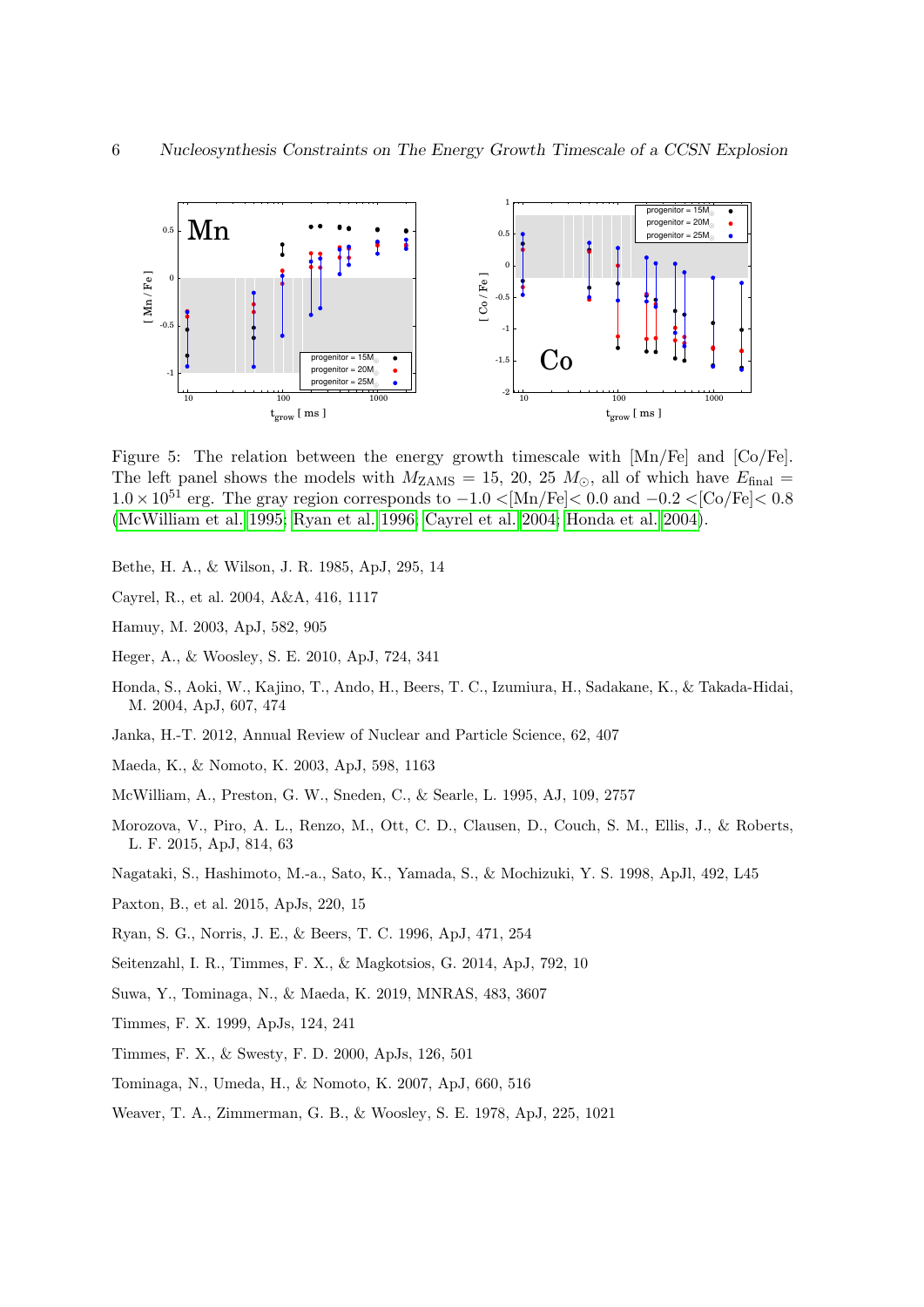Mn

[ Mn / Fe ]

0.5
0
-0.5
-1

10
100
1000

$t_{grow}$ [ ms ]

progenitor = 15M☉
progenitor = 20M☉
progenitor = 25M☉

Co

[ Co / Fe ]

1
0.5
0
-0.5
-1
-1.5
-2

10
100
1000

$t_{grow}$ [ ms ]

progenitor = 15M☉
progenitor = 20M☉
progenitor = 25M☉

Figure 5: The relation between the energy growth timescale with [Mn/Fe] and [Co/Fe]. The left panel shows the models with $M_{\rm ZAMS} = 15,\ 20,\ 25\ M_{\odot}$, all of which have $E_{\rm final} = 1.0 \times 10^{51}$ erg. The gray region corresponds to $-1.0 <$[Mn/Fe]$< 0.0$ and $-0.2 <$[Co/Fe]$< 0.8$ (McWilliam et al. 1995; Ryan et al. 1996; Cayrel et al. 2004; Honda et al. 2004).

Bethe, H. A., & Wilson, J. R. 1985, ApJ, 295, 14

Cayrel, R., et al. 2004, A&A, 416, 1117

Hamuy, M. 2003, ApJ, 582, 905

Heger, A., & Woosley, S. E. 2010, ApJ, 724, 341

Honda, S., Aoki, W., Kajino, T., Ando, H., Beers, T. C., Izumiura, H., Sadakane, K., & Takada-Hidai, M. 2004, ApJ, 607, 474

Janka, H.-T. 2012, Annual Review of Nuclear and Particle Science, 62, 407

Maeda, K., & Nomoto, K. 2003, ApJ, 598, 1163

McWilliam, A., Preston, G. W., Sneden, C., & Searle, L. 1995, AJ, 109, 2757

Morozova, V., Piro, A. L., Renzo, M., Ott, C. D., Clausen, D., Couch, S. M., Ellis, J., & Roberts, L. F. 2015, ApJ, 814, 63

Nagataki, S., Hashimoto, M.-a., Sato, K., Yamada, S., & Mochizuki, Y. S. 1998, ApJl, 492, L45

Paxton, B., et al. 2015, ApJs, 220, 15

Ryan, S. G., Norris, J. E., & Beers, T. C. 1996, ApJ, 471, 254

Seitenzahl, I. R., Timmes, F. X., & Magkotsios, G. 2014, ApJ, 792, 10

Suwa, Y., Tominaga, N., & Maeda, K. 2019, MNRAS, 483, 3607

Timmes, F. X. 1999, ApJs, 124, 241

Timmes, F. X., & Swesty, F. D. 2000, ApJs, 126, 501

Tominaga, N., Umeda, H., & Nomoto, K. 2007, ApJ, 660, 516

Weaver, T. A., Zimmerman, G. B., & Woosley, S. E. 1978, ApJ, 225, 1021